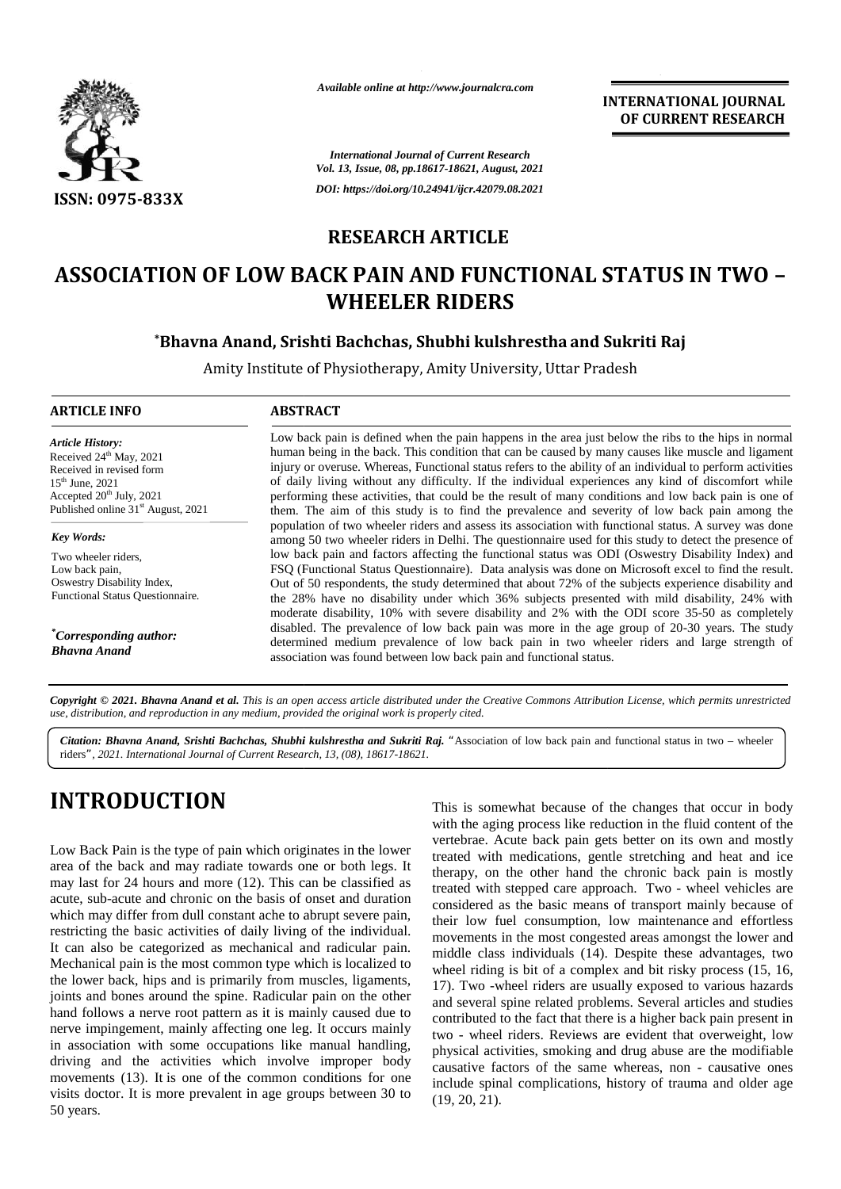*Available online at http://www.journalcra.com*

**INTERNATIONAL JOURNAL OF CURRENT RESEARCH**

*International Journal of Current Research*
*Vol. 13, Issue, 08, pp.18617-18621, August, 2021*

*DOI: https://doi.org/10.24941/ijcr.42079.08.2021*

**ISSN: 0975-833X**

## RESEARCH ARTICLE

# ASSOCIATION OF LOW BACK PAIN AND FUNCTIONAL STATUS IN TWO – WHEELER RIDERS

**\*Bhavna Anand, Srishti Bachchas, Shubhi kulshrestha and Sukriti Raj**

Amity Institute of Physiotherapy, Amity University, Uttar Pradesh

### ARTICLE INFO

*Article History:*
Received 24[th] May, 2021
Received in revised form
15[th] June, 2021
Accepted 20[th] July, 2021
Published online 31[st] August, 2021

*Key Words:*
Two wheeler riders,
Low back pain,
Oswestry Disability Index,
Functional Status Questionnaire.

*\*Corresponding author:*
*Bhavna Anand*

### ABSTRACT

Low back pain is defined when the pain happens in the area just below the ribs to the hips in normal human being in the back. This condition that can be caused by many causes like muscle and ligament injury or overuse. Whereas, Functional status refers to the ability of an individual to perform activities of daily living without any difficulty. If the individual experiences any kind of discomfort while performing these activities, that could be the result of many conditions and low back pain is one of them. The aim of this study is to find the prevalence and severity of low back pain among the population of two wheeler riders and assess its association with functional status. A survey was done among 50 two wheeler riders in Delhi. The questionnaire used for this study to detect the presence of low back pain and factors affecting the functional status was ODI (Oswestry Disability Index) and FSQ (Functional Status Questionnaire). Data analysis was done on Microsoft excel to find the result. Out of 50 respondents, the study determined that about 72% of the subjects experience disability and the 28% have no disability under which 36% subjects presented with mild disability, 24% with moderate disability, 10% with severe disability and 2% with the ODI score 35-50 as completely disabled. The prevalence of low back pain was more in the age group of 20-30 years. The study determined medium prevalence of low back pain in two wheeler riders and large strength of association was found between low back pain and functional status.

*Copyright © 2021. Bhavna Anand et al. This is an open access article distributed under the Creative Commons Attribution License, which permits unrestricted use, distribution, and reproduction in any medium, provided the original work is properly cited.*

***Citation: Bhavna Anand, Srishti Bachchas, Shubhi kulshrestha and Sukriti Raj.*** "Association of low back pain and functional status in two – wheeler riders", *2021. International Journal of Current Research, 13, (08), 18617-18621.*

# INTRODUCTION

Low Back Pain is the type of pain which originates in the lower area of the back and may radiate towards one or both legs. It may last for 24 hours and more (12). This can be classified as acute, sub-acute and chronic on the basis of onset and duration which may differ from dull constant ache to abrupt severe pain, restricting the basic activities of daily living of the individual. It can also be categorized as mechanical and radicular pain. Mechanical pain is the most common type which is localized to the lower back, hips and is primarily from muscles, ligaments, joints and bones around the spine. Radicular pain on the other hand follows a nerve root pattern as it is mainly caused due to nerve impingement, mainly affecting one leg. It occurs mainly in association with some occupations like manual handling, driving and the activities which involve improper body movements (13). It is one of the common conditions for one visits doctor. It is more prevalent in age groups between 30 to 50 years. This is somewhat because of the changes that occur in body with the aging process like reduction in the fluid content of the vertebrae. Acute back pain gets better on its own and mostly treated with medications, gentle stretching and heat and ice therapy, on the other hand the chronic back pain is mostly treated with stepped care approach. Two - wheel vehicles are considered as the basic means of transport mainly because of their low fuel consumption, low maintenance and effortless movements in the most congested areas amongst the lower and middle class individuals (14). Despite these advantages, two wheel riding is bit of a complex and bit risky process (15, 16, 17). Two -wheel riders are usually exposed to various hazards and several spine related problems. Several articles and studies contributed to the fact that there is a higher back pain present in two - wheel riders. Reviews are evident that overweight, low physical activities, smoking and drug abuse are the modifiable causative factors of the same whereas, non - causative ones include spinal complications, history of trauma and older age (19, 20, 21).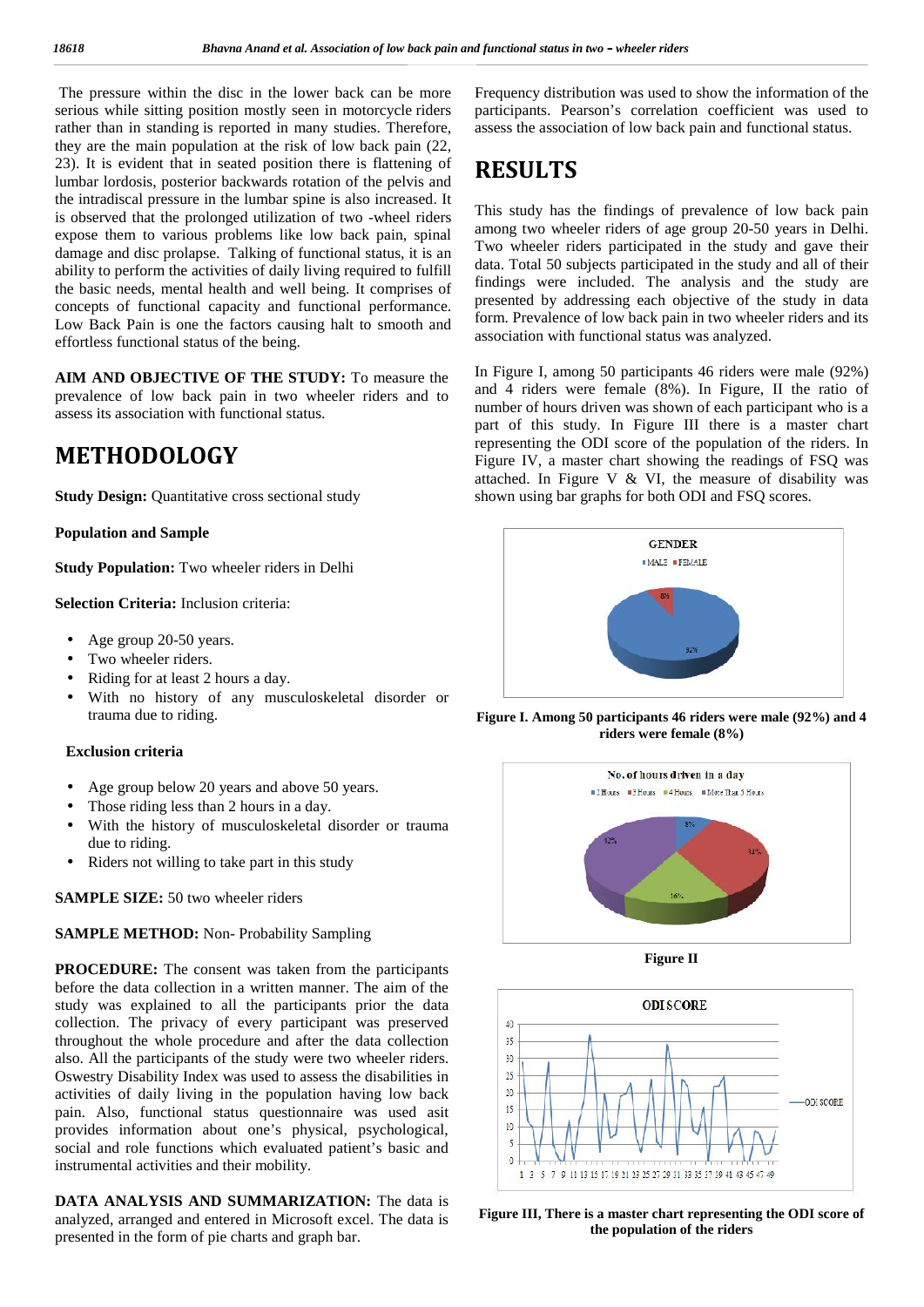The pressure within the disc in the lower back can be more serious while sitting position mostly seen in motorcycle riders rather than in standing is reported in many studies. Therefore, they are the main population at the risk of low back pain (22, 23). It is evident that in seated position there is flattening of lumbar lordosis, posterior backwards rotation of the pelvis and the intradiscal pressure in the lumbar spine is also increased. It is observed that the prolonged utilization of two -wheel riders expose them to various problems like low back pain, spinal damage and disc prolapse. Talking of functional status, it is an ability to perform the activities of daily living required to fulfill the basic needs, mental health and well being. It comprises of concepts of functional capacity and functional performance. Low Back Pain is one the factors causing halt to smooth and effortless functional status of the being.

**AIM AND OBJECTIVE OF THE STUDY:** To measure the prevalence of low back pain in two wheeler riders and to assess its association with functional status.

# METHODOLOGY

**Study Design:** Quantitative cross sectional study

**Population and Sample**

**Study Population:** Two wheeler riders in Delhi

**Selection Criteria:** Inclusion criteria:

- Age group 20-50 years.
- Two wheeler riders.
- Riding for at least 2 hours a day.
- With no history of any musculoskeletal disorder or trauma due to riding.

**Exclusion criteria**

- Age group below 20 years and above 50 years.
- Those riding less than 2 hours in a day.
- With the history of musculoskeletal disorder or trauma due to riding.
- Riders not willing to take part in this study

**SAMPLE SIZE:** 50 two wheeler riders

**SAMPLE METHOD:** Non- Probability Sampling

**PROCEDURE:** The consent was taken from the participants before the data collection in a written manner. The aim of the study was explained to all the participants prior the data collection. The privacy of every participant was preserved throughout the whole procedure and after the data collection also. All the participants of the study were two wheeler riders. Oswestry Disability Index was used to assess the disabilities in activities of daily living in the population having low back pain. Also, functional status questionnaire was used asit provides information about one's physical, psychological, social and role functions which evaluated patient's basic and instrumental activities and their mobility.

**DATA ANALYSIS AND SUMMARIZATION:** The data is analyzed, arranged and entered in Microsoft excel. The data is presented in the form of pie charts and graph bar. Frequency distribution was used to show the information of the participants. Pearson's correlation coefficient was used to assess the association of low back pain and functional status.

# RESULTS

This study has the findings of prevalence of low back pain among two wheeler riders of age group 20-50 years in Delhi. Two wheeler riders participated in the study and gave their data. Total 50 subjects participated in the study and all of their findings were included. The analysis and the study are presented by addressing each objective of the study in data form. Prevalence of low back pain in two wheeler riders and its association with functional status was analyzed.

In Figure I, among 50 participants 46 riders were male (92%) and 4 riders were female (8%). In Figure, II the ratio of number of hours driven was shown of each participant who is a part of this study. In Figure III there is a master chart representing the ODI score of the population of the riders. In Figure IV, a master chart showing the readings of FSQ was attached. In Figure V & VI, the measure of disability was shown using bar graphs for both ODI and FSQ scores.

**Figure I. Among 50 participants 46 riders were male (92%) and 4 riders were female (8%)**

**Figure II**

**Figure III, There is a master chart representing the ODI score of the population of the riders**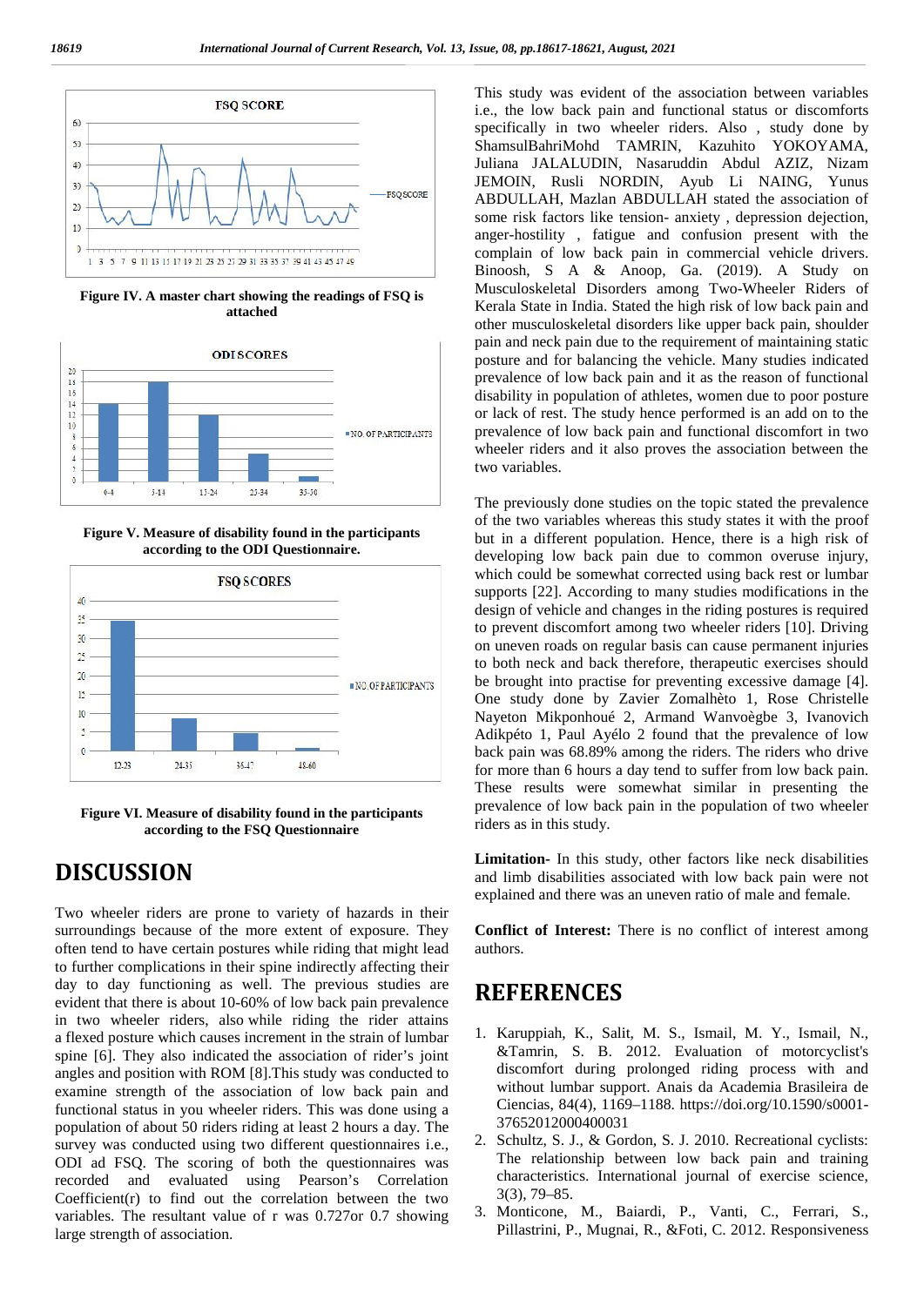Figure IV. A master chart showing the readings of FSQ is attached

Figure V. Measure of disability found in the participants according to the ODI Questionnaire.

Figure VI. Measure of disability found in the participants according to the FSQ Questionnaire

# DISCUSSION

Two wheeler riders are prone to variety of hazards in their surroundings because of the more extent of exposure. They often tend to have certain postures while riding that might lead to further complications in their spine indirectly affecting their day to day functioning as well. The previous studies are evident that there is about 10-60% of low back pain prevalence in two wheeler riders, also while riding the rider attains a flexed posture which causes increment in the strain of lumbar spine [6]. They also indicated the association of rider's joint angles and position with ROM [8].This study was conducted to examine strength of the association of low back pain and functional status in you wheeler riders. This was done using a population of about 50 riders riding at least 2 hours a day. The survey was conducted using two different questionnaires i.e., ODI ad FSQ. The scoring of both the questionnaires was recorded and evaluated using Pearson's Correlation Coefficient(r) to find out the correlation between the two variables. The resultant value of r was 0.727or 0.7 showing large strength of association.

This study was evident of the association between variables i.e., the low back pain and functional status or discomforts specifically in two wheeler riders. Also , study done by ShamsulBahriMohd TAMRIN, Kazuhito YOKOYAMA, Juliana JALALUDIN, Nasaruddin Abdul AZIZ, Nizam JEMOIN, Rusli NORDIN, Ayub Li NAING, Yunus ABDULLAH, Mazlan ABDULLAH stated the association of some risk factors like tension- anxiety , depression dejection, anger-hostility , fatigue and confusion present with the complain of low back pain in commercial vehicle drivers. Binoosh, S A & Anoop, Ga. (2019). A Study on Musculoskeletal Disorders among Two-Wheeler Riders of Kerala State in India. Stated the high risk of low back pain and other musculoskeletal disorders like upper back pain, shoulder pain and neck pain due to the requirement of maintaining static posture and for balancing the vehicle. Many studies indicated prevalence of low back pain and it as the reason of functional disability in population of athletes, women due to poor posture or lack of rest. The study hence performed is an add on to the prevalence of low back pain and functional discomfort in two wheeler riders and it also proves the association between the two variables.

The previously done studies on the topic stated the prevalence of the two variables whereas this study states it with the proof but in a different population. Hence, there is a high risk of developing low back pain due to common overuse injury, which could be somewhat corrected using back rest or lumbar supports [22]. According to many studies modifications in the design of vehicle and changes in the riding postures is required to prevent discomfort among two wheeler riders [10]. Driving on uneven roads on regular basis can cause permanent injuries to both neck and back therefore, therapeutic exercises should be brought into practise for preventing excessive damage [4]. One study done by Zavier Zomalhèto 1, Rose Christelle Nayeton Mikponhoué 2, Armand Wanvoègbe 3, Ivanovich Adikpéto 1, Paul Ayélo 2 found that the prevalence of low back pain was 68.89% among the riders. The riders who drive for more than 6 hours a day tend to suffer from low back pain. These results were somewhat similar in presenting the prevalence of low back pain in the population of two wheeler riders as in this study.

**Limitation-** In this study, other factors like neck disabilities and limb disabilities associated with low back pain were not explained and there was an uneven ratio of male and female.

**Conflict of Interest:** There is no conflict of interest among authors.

# REFERENCES

1. Karuppiah, K., Salit, M. S., Ismail, M. Y., Ismail, N., &Tamrin, S. B. 2012. Evaluation of motorcyclist's discomfort during prolonged riding process with and without lumbar support. Anais da Academia Brasileira de Ciencias, 84(4), 1169–1188. https://doi.org/10.1590/s0001-37652012000400031
2. Schultz, S. J., & Gordon, S. J. 2010. Recreational cyclists: The relationship between low back pain and training characteristics. International journal of exercise science, 3(3), 79–85.
3. Monticone, M., Baiardi, P., Vanti, C., Ferrari, S., Pillastrini, P., Mugnai, R., &Foti, C. 2012. Responsiveness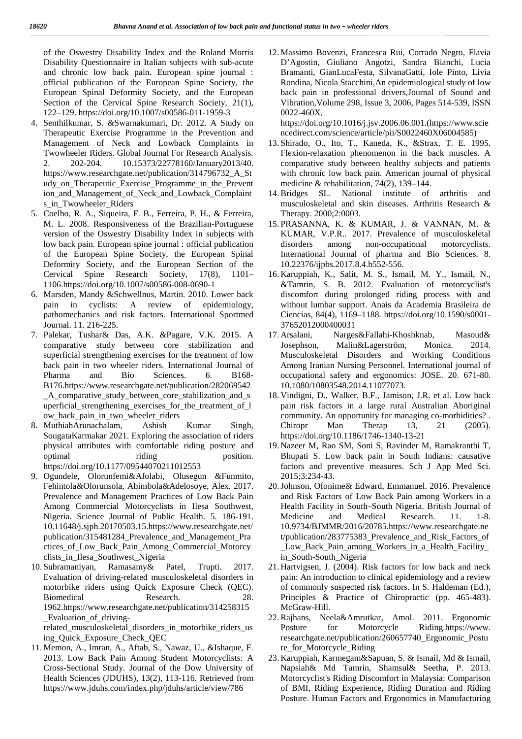of the Oswestry Disability Index and the Roland Morris Disability Questionnaire in Italian subjects with sub-acute and chronic low back pain. European spine journal : official publication of the European Spine Society, the European Spinal Deformity Society, and the European Section of the Cervical Spine Research Society, 21(1), 122–129. https://doi.org/10.1007/s00586-011-1959-3

4. Senthilkumar, S. &Swarnakumari, Dr. 2012. A Study on Therapeutic Exercise Programme in the Prevention and Management of Neck and Lowback Complaints in Twowheeler Riders. Global Journal For Research Analysis. 2. 202-204. 10.15373/22778160/January2013/40. https://www.researchgate.net/publication/314796732_A_Study_on_Therapeutic_Exercise_Programme_in_the_Prevention_and_Management_of_Neck_and_Lowback_Complaints_in_Twowheeler_Riders
5. Coelho, R. A., Siqueira, F. B., Ferreira, P. H., & Ferreira, M. L. 2008. Responsiveness of the Brazilian-Portuguese version of the Oswestry Disability Index in subjects with low back pain. European spine journal : official publication of the European Spine Society, the European Spinal Deformity Society, and the European Section of the Cervical Spine Research Society, 17(8), 1101–1106.https://doi.org/10.1007/s00586-008-0690-1
6. Marsden, Mandy &Schwellnus, Martin. 2010. Lower back pain in cyclists: A review of epidemiology, pathomechanics and risk factors. International Sportmed Journal. 11. 216-225.
7. Palekar, Tushar& Das, A.K. &Pagare, V.K. 2015. A comparative study between core stabilization and superficial strengthening exercises for the treatment of low back pain in two wheeler riders. International Journal of Pharma and Bio Sciences. 6. B168-B176.https://www.researchgate.net/publication/282069542_A_comparative_study_between_core_stabilization_and_superficial_strengthening_exercises_for_the_treatment_of_low_back_pain_in_two_wheeler_riders
8. MuthiahArunachalam, Ashish Kumar Singh, SougataKarmakar 2021. Exploring the association of riders physical attributes with comfortable riding posture and optimal riding position. https://doi.org/10.1177/09544070211012553
9. Ogundele, Olorunfemi&Afolabi, Olusegun &Funmito, Fehintola&Olorunsola, Abimbola&Adelosoye, Alex. 2017. Prevalence and Management Practices of Low Back Pain Among Commercial Motorcyclists in Ilesa Southwest, Nigeria. Science Journal of Public Health. 5. 186-191. 10.11648/j.sjph.20170503.15.https://www.researchgate.net/publication/315481284_Prevalence_and_Management_Practices_of_Low_Back_Pain_Among_Commercial_Motorcyclists_in_Ilesa_Southwest_Nigeria
10. Subramaniyan, Ramasamy& Patel, Trupti. 2017. Evaluation of driving-related musculoskeletal disorders in motorbike riders using Quick Exposure Check (QEC). Biomedical Research. 28. 1962.https://www.researchgate.net/publication/314258315_Evaluation_of_driving-related_musculoskeletal_disorders_in_motorbike_riders_using_Quick_Exposure_Check_QEC
11. Memon, A., Imran, A., Aftab, S., Nawaz, U., &Ishaque, F. 2013. Low Back Pain Among Student Motorcyclists: A Cross-Sectional Study. Journal of the Dow University of Health Sciences (JDUHS), 13(2), 113-116. Retrieved from https://www.jduhs.com/index.php/jduhs/article/view/786
12. Massimo Bovenzi, Francesca Rui, Corrado Negro, Flavia D'Agostin, Giuliano Angotzi, Sandra Bianchi, Lucia Bramanti, GianLucaFesta, SilvanaGatti, Iole Pinto, Livia Rondina, Nicola Stacchini,An epidemiological study of low back pain in professional drivers,Journal of Sound and Vibration,Volume 298, Issue 3, 2006, Pages 514-539, ISSN 0022-460X, https://doi.org/10.1016/j.jsv.2006.06.001.(https://www.sciencedirect.com/science/article/pii/S0022460X06004585)
13. Shirado, O., Ito, T., Kaneda, K., &Strax, T. E. 1995. Flexion-relaxation phenomenon in the back muscles. A comparative study between healthy subjects and patients with chronic low back pain. American journal of physical medicine & rehabilitation, 74(2), 139–144.
14. Bridges SL. National institute of arthritis and musculoskeletal and skin diseases. Arthritis Research & Therapy. 2000;2:0003.
15. PRASANNA, K. & KUMAR, J. & VANNAN, M. & KUMAR, V.P.R.. 2017. Prevalence of musculoskeletal disorders among non-occupational motorcyclists. International Journal of pharma and Bio Sciences. 8. 10.22376/ijpbs.2017.8.4.b552-556.
16. Karuppiah, K., Salit, M. S., Ismail, M. Y., Ismail, N., &Tamrin, S. B. 2012. Evaluation of motorcyclist's discomfort during prolonged riding process with and without lumbar support. Anais da Academia Brasileira de Ciencias, 84(4), 1169–1188. https://doi.org/10.1590/s0001-37652012000400031
17. Arsalani, Narges&Fallahi-Khoshknab, Masoud& Josephson, Malin&Lagerström, Monica. 2014. Musculoskeletal Disorders and Working Conditions Among Iranian Nursing Personnel. International journal of occupational safety and ergonomics: JOSE. 20. 671-80. 10.1080/10803548.2014.11077073.
18. Vindigni, D., Walker, B.F., Jamison, J.R. et al. Low back pain risk factors in a large rural Australian Aboriginal community. An opportunity for managing co-morbidities? . Chiropr Man Therap 13, 21 (2005). https://doi.org/10.1186/1746-1340-13-21
19. Nazeer M, Rao SM, Soni S, Ravinder M, Ramakranthi T, Bhupati S. Low back pain in South Indians: causative factors and preventive measures. Sch J App Med Sci. 2015;3:234-43.
20. Johnson, Ofonime& Edward, Emmanuel. 2016. Prevalence and Risk Factors of Low Back Pain among Workers in a Health Facility in South–South Nigeria. British Journal of Medicine and Medical Research. 11. 1-8. 10.9734/BJMMR/2016/20785.https://www.researchgate.net/publication/283775383_Prevalence_and_Risk_Factors_of_Low_Back_Pain_among_Workers_in_a_Health_Facility_in_South-South_Nigeria
21. Hartvigsen, J. (2004). Risk factors for low back and neck pain: An introduction to clinical epidemiology and a review of commonly suspected risk factors. In S. Haldeman (Ed.), Principles & Practice of Chiropractic (pp. 465-483). McGraw-Hill.
22. Rajhans, Neela&Amrutkar, Amol. 2011. Ergonomic Posture for Motorcycle Riding.https://www.researchgate.net/publication/260657740_Ergonomic_Posture_for_Motorcycle_Riding
23. Karuppiah, Karmegam&Sapuan, S. & Ismail, Md & Ismail, Napsiah& Md Tamrin, Shamsul& Seetha, P. 2013. Motorcyclist's Riding Discomfort in Malaysia: Comparison of BMI, Riding Experience, Riding Duration and Riding Posture. Human Factors and Ergonomics in Manufacturing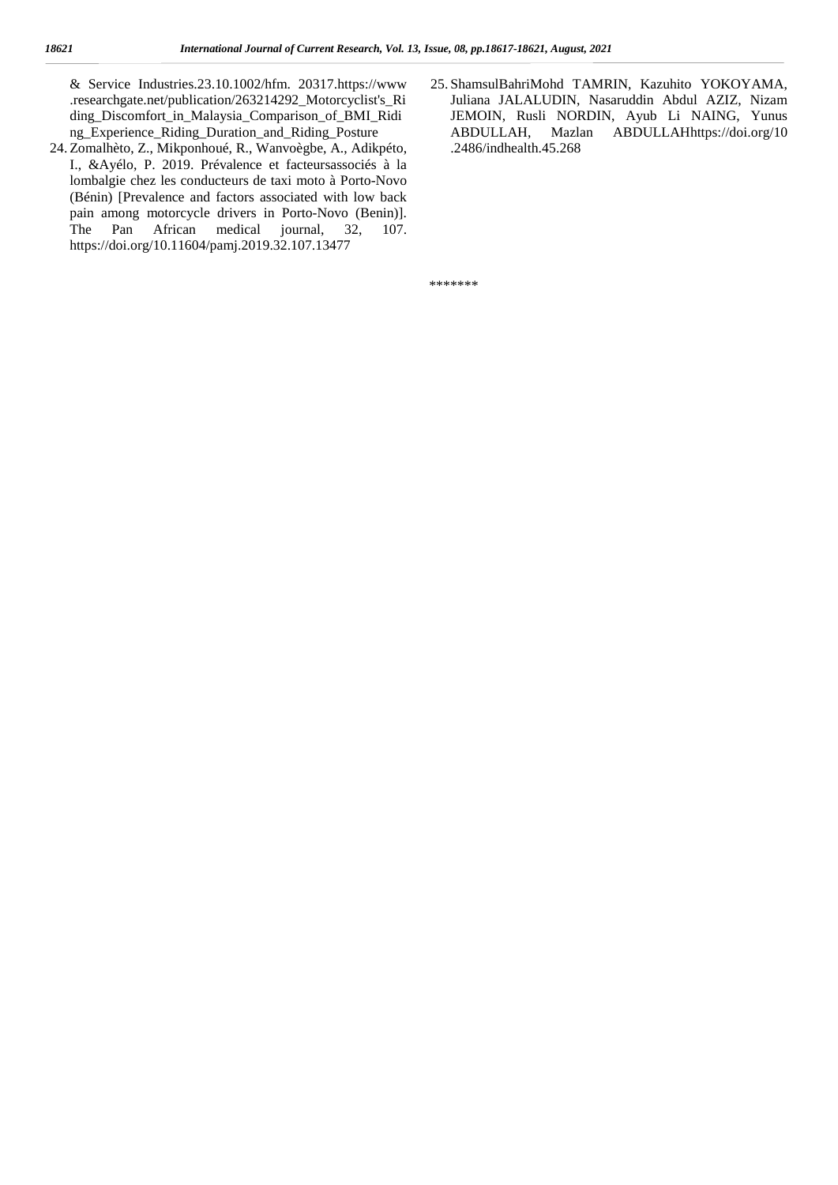& Service Industries.23.10.1002/hfm. 20317.https://www.researchgate.net/publication/263214292_Motorcyclist's_Riding_Discomfort_in_Malaysia_Comparison_of_BMI_Riding_Experience_Riding_Duration_and_Riding_Posture

24. Zomalhèto, Z., Mikponhoué, R., Wanvoègbe, A., Adikpéto, I., &Ayélo, P. 2019. Prévalence et facteursassociés à la lombalgie chez les conducteurs de taxi moto à Porto-Novo (Bénin) [Prevalence and factors associated with low back pain among motorcycle drivers in Porto-Novo (Benin)]. The Pan African medical journal, 32, 107. https://doi.org/10.11604/pamj.2019.32.107.13477
25. ShamsulBahriMohd TAMRIN, Kazuhito YOKOYAMA, Juliana JALALUDIN, Nasaruddin Abdul AZIZ, Nizam JEMOIN, Rusli NORDIN, Ayub Li NAING, Yunus ABDULLAH, Mazlan ABDULLAHhttps://doi.org/10.2486/indhealth.45.268

*******